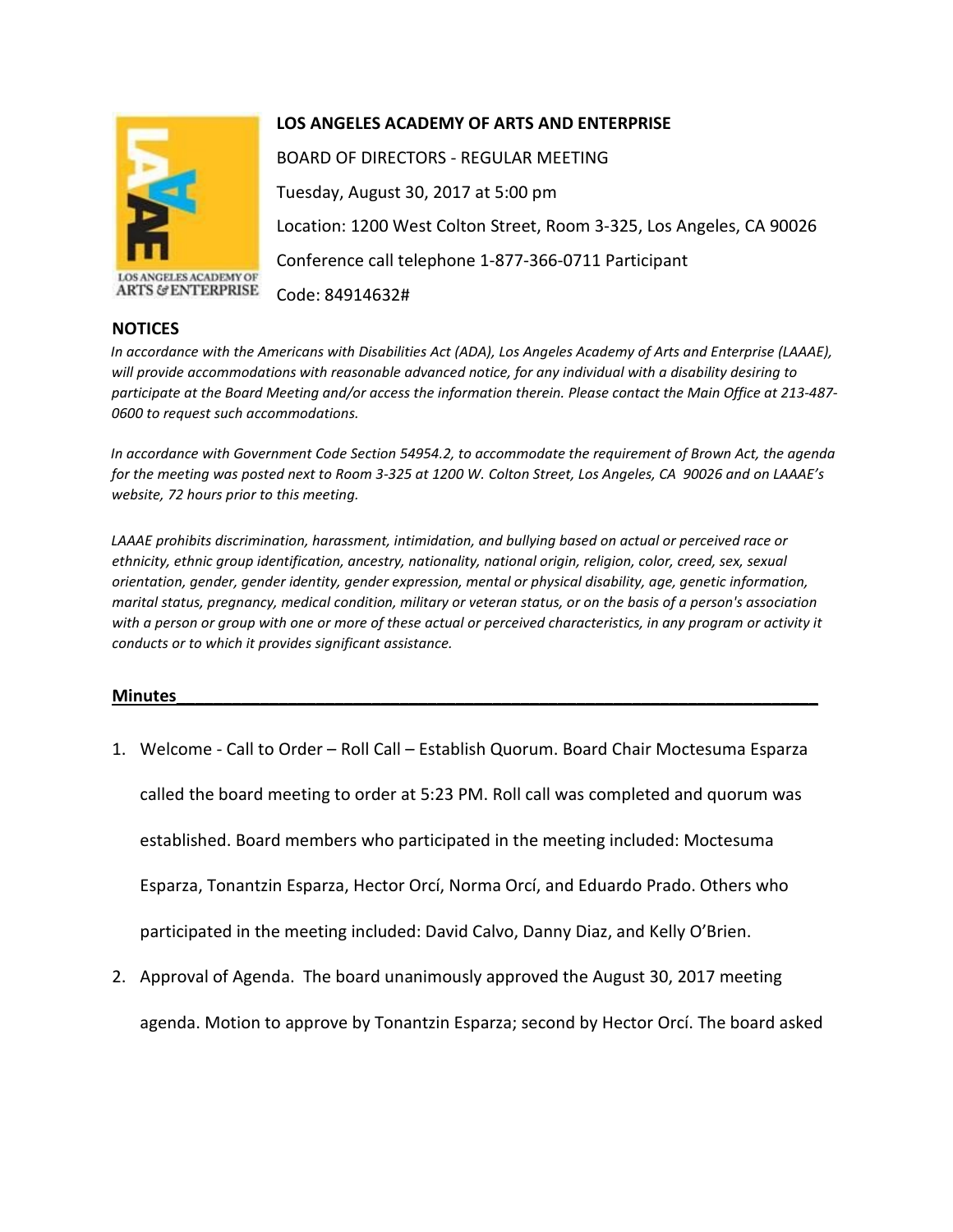**LOS ANGELES ACADEMY OF ARTS AND ENTERPRISE**

BOARD OF DIRECTORS - REGULAR MEETING

Tuesday, August 30, 2017 at 5:00 pm

Location: 1200 West Colton Street, Room 3-325, Los Angeles, CA 90026

Conference call telephone 1-877-366-0711 Participant

Code: 84914632#

**NOTICES**

*In accordance with the Americans with Disabilities Act (ADA), Los Angeles Academy of Arts and Enterprise (LAAAE), will provide accommodations with reasonable advanced notice, for any individual with a disability desiring to participate at the Board Meeting and/or access the information therein. Please contact the Main Office at 213-487-0600 to request such accommodations.*

*In accordance with Government Code Section 54954.2, to accommodate the requirement of Brown Act, the agenda for the meeting was posted next to Room 3-325 at 1200 W. Colton Street, Los Angeles, CA 90026 and on LAAAE's website, 72 hours prior to this meeting.*

*LAAAE prohibits discrimination, harassment, intimidation, and bullying based on actual or perceived race or ethnicity, ethnic group identification, ancestry, nationality, national origin, religion, color, creed, sex, sexual orientation, gender, gender identity, gender expression, mental or physical disability, age, genetic information, marital status, pregnancy, medical condition, military or veteran status, or on the basis of a person's association with a person or group with one or more of these actual or perceived characteristics, in any program or activity it conducts or to which it provides significant assistance.*

## Minutes

1. Welcome - Call to Order – Roll Call – Establish Quorum. Board Chair Moctesuma Esparza called the board meeting to order at 5:23 PM. Roll call was completed and quorum was established. Board members who participated in the meeting included: Moctesuma Esparza, Tonantzin Esparza, Hector Orcí, Norma Orcí, and Eduardo Prado. Others who participated in the meeting included: David Calvo, Danny Diaz, and Kelly O'Brien.
2. Approval of Agenda. The board unanimously approved the August 30, 2017 meeting agenda. Motion to approve by Tonantzin Esparza; second by Hector Orcí. The board asked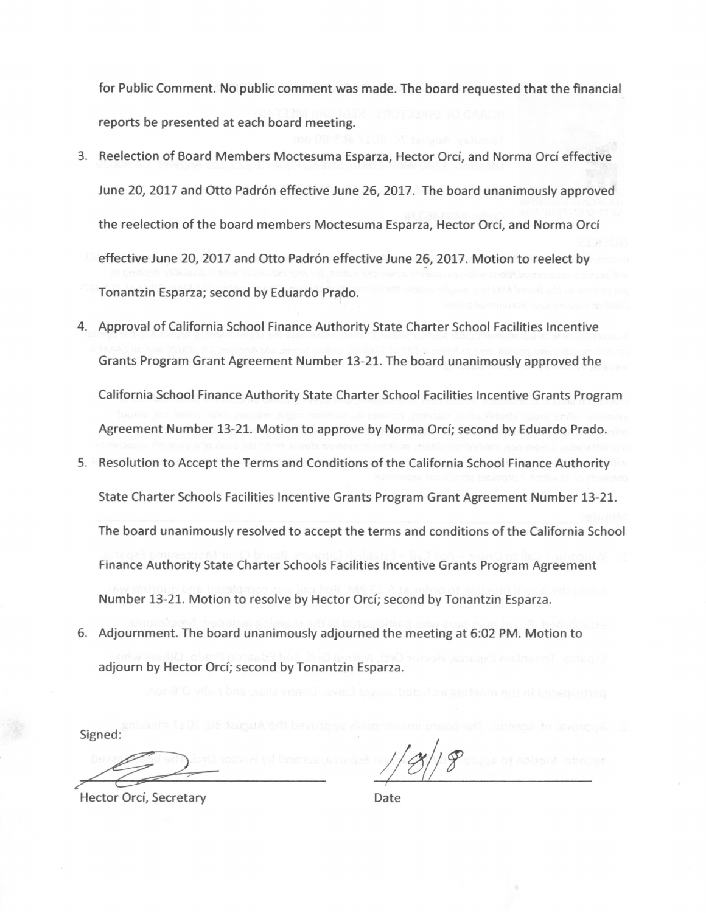for Public Comment. No public comment was made. The board requested that the financial reports be presented at each board meeting.

3. Reelection of Board Members Moctesuma Esparza, Hector Orcí, and Norma Orcí effective June 20, 2017 and Otto Padrón effective June 26, 2017. The board unanimously approved the reelection of the board members Moctesuma Esparza, Hector Orcí, and Norma Orcí effective June 20, 2017 and Otto Padrón effective June 26, 2017. Motion to reelect by Tonantzin Esparza; second by Eduardo Prado.
4. Approval of California School Finance Authority State Charter School Facilities Incentive Grants Program Grant Agreement Number 13-21. The board unanimously approved the California School Finance Authority State Charter School Facilities Incentive Grants Program Agreement Number 13-21. Motion to approve by Norma Orcí; second by Eduardo Prado.
5. Resolution to Accept the Terms and Conditions of the California School Finance Authority State Charter Schools Facilities Incentive Grants Program Grant Agreement Number 13-21. The board unanimously resolved to accept the terms and conditions of the California School Finance Authority State Charter Schools Facilities Incentive Grants Program Agreement Number 13-21. Motion to resolve by Hector Orcí; second by Tonantzin Esparza.
6. Adjournment. The board unanimously adjourned the meeting at 6:02 PM. Motion to adjourn by Hector Orcí; second by Tonantzin Esparza.

Signed:

Hector Orcí, Secretary

1/8/18

Date